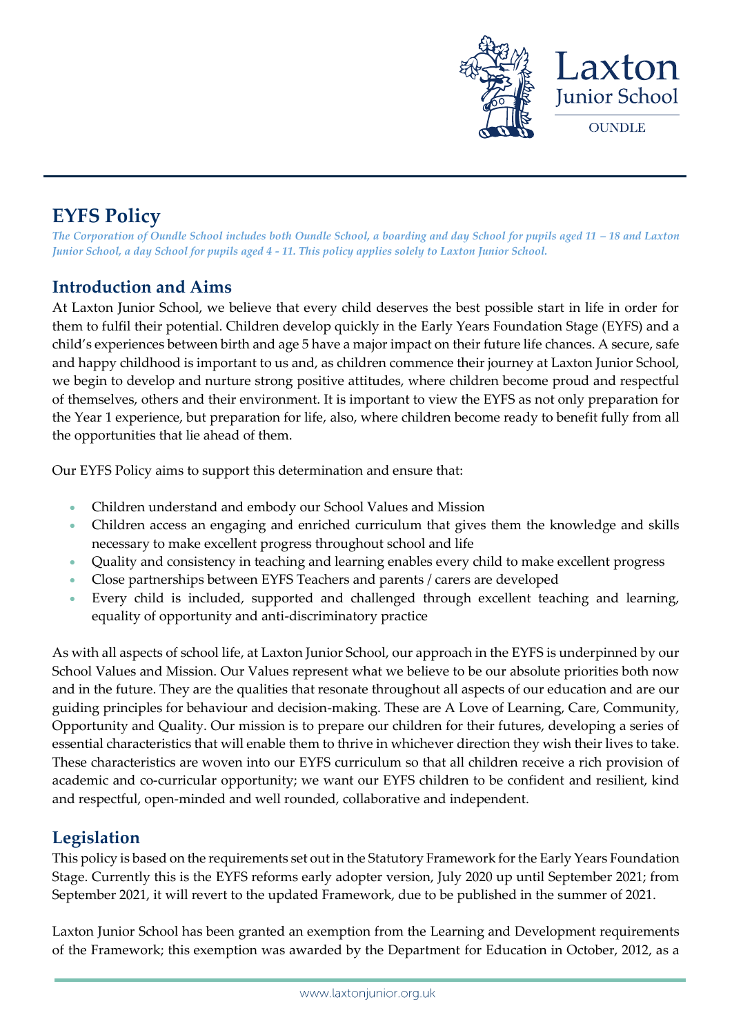# EYFS Policy

*The Corporation of Oundle School includes both Oundle School, a boarding and day School for pupils aged 11 – 18 and Laxton Junior School, a day School for pupils aged 4 - 11. This policy applies solely to Laxton Junior School.*

## Introduction and Aims

At Laxton Junior School, we believe that every child deserves the best possible start in life in order for them to fulfil their potential. Children develop quickly in the Early Years Foundation Stage (EYFS) and a child's experiences between birth and age 5 have a major impact on their future life chances. A secure, safe and happy childhood is important to us and, as children commence their journey at Laxton Junior School, we begin to develop and nurture strong positive attitudes, where children become proud and respectful of themselves, others and their environment. It is important to view the EYFS as not only preparation for the Year 1 experience, but preparation for life, also, where children become ready to benefit fully from all the opportunities that lie ahead of them.

Our EYFS Policy aims to support this determination and ensure that:

- Children understand and embody our School Values and Mission
- Children access an engaging and enriched curriculum that gives them the knowledge and skills necessary to make excellent progress throughout school and life
- Quality and consistency in teaching and learning enables every child to make excellent progress
- Close partnerships between EYFS Teachers and parents / carers are developed
- Every child is included, supported and challenged through excellent teaching and learning, equality of opportunity and anti-discriminatory practice

As with all aspects of school life, at Laxton Junior School, our approach in the EYFS is underpinned by our School Values and Mission. Our Values represent what we believe to be our absolute priorities both now and in the future. They are the qualities that resonate throughout all aspects of our education and are our guiding principles for behaviour and decision-making. These are A Love of Learning, Care, Community, Opportunity and Quality. Our mission is to prepare our children for their futures, developing a series of essential characteristics that will enable them to thrive in whichever direction they wish their lives to take. These characteristics are woven into our EYFS curriculum so that all children receive a rich provision of academic and co-curricular opportunity; we want our EYFS children to be confident and resilient, kind and respectful, open-minded and well rounded, collaborative and independent.

## Legislation

This policy is based on the requirements set out in the Statutory Framework for the Early Years Foundation Stage. Currently this is the EYFS reforms early adopter version, July 2020 up until September 2021; from September 2021, it will revert to the updated Framework, due to be published in the summer of 2021.

Laxton Junior School has been granted an exemption from the Learning and Development requirements of the Framework; this exemption was awarded by the Department for Education in October, 2012, as a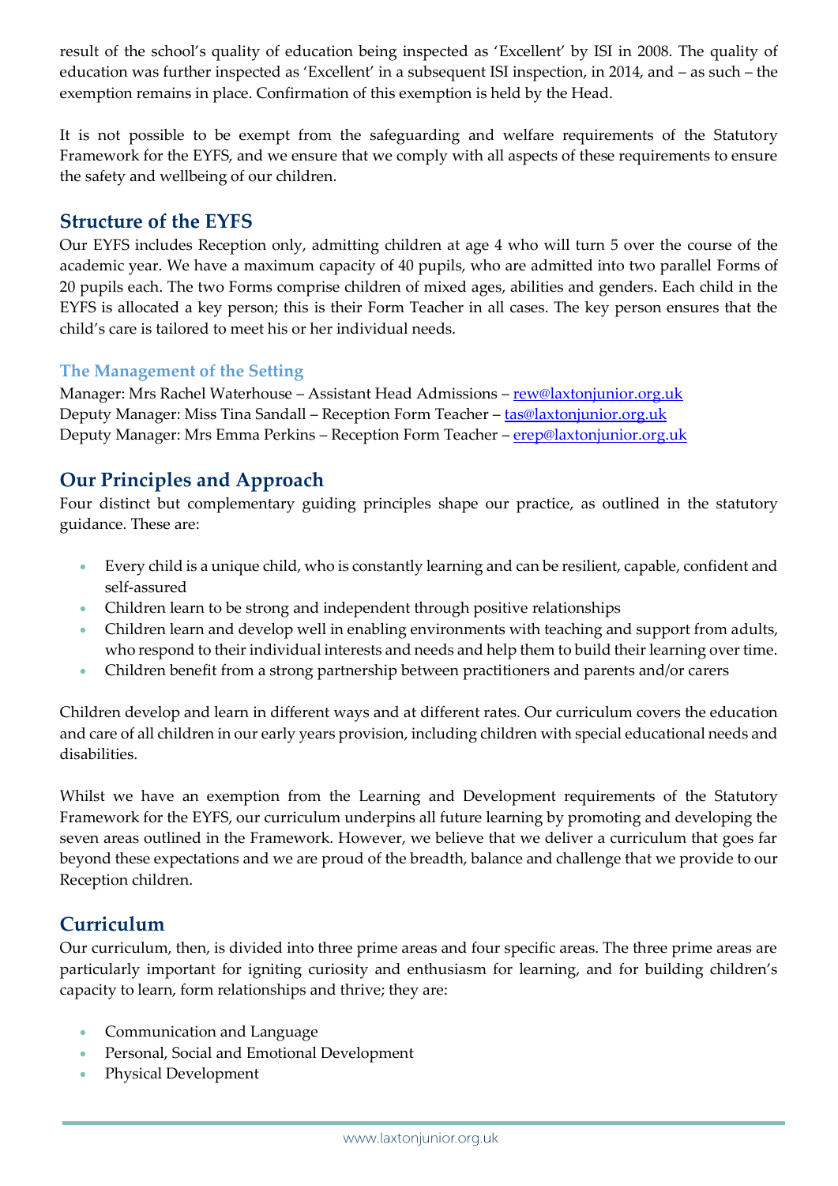result of the school's quality of education being inspected as 'Excellent' by ISI in 2008. The quality of education was further inspected as 'Excellent' in a subsequent ISI inspection, in 2014, and – as such – the exemption remains in place. Confirmation of this exemption is held by the Head.

It is not possible to be exempt from the safeguarding and welfare requirements of the Statutory Framework for the EYFS, and we ensure that we comply with all aspects of these requirements to ensure the safety and wellbeing of our children.

## Structure of the EYFS

Our EYFS includes Reception only, admitting children at age 4 who will turn 5 over the course of the academic year. We have a maximum capacity of 40 pupils, who are admitted into two parallel Forms of 20 pupils each. The two Forms comprise children of mixed ages, abilities and genders. Each child in the EYFS is allocated a key person; this is their Form Teacher in all cases. The key person ensures that the child's care is tailored to meet his or her individual needs.

### The Management of the Setting

Manager: Mrs Rachel Waterhouse – Assistant Head Admissions – rew@laxtonjunior.org.uk
Deputy Manager: Miss Tina Sandall – Reception Form Teacher – tas@laxtonjunior.org.uk
Deputy Manager: Mrs Emma Perkins – Reception Form Teacher – erep@laxtonjunior.org.uk

## Our Principles and Approach

Four distinct but complementary guiding principles shape our practice, as outlined in the statutory guidance. These are:

- Every child is a unique child, who is constantly learning and can be resilient, capable, confident and self-assured
- Children learn to be strong and independent through positive relationships
- Children learn and develop well in enabling environments with teaching and support from adults, who respond to their individual interests and needs and help them to build their learning over time.
- Children benefit from a strong partnership between practitioners and parents and/or carers

Children develop and learn in different ways and at different rates. Our curriculum covers the education and care of all children in our early years provision, including children with special educational needs and disabilities.

Whilst we have an exemption from the Learning and Development requirements of the Statutory Framework for the EYFS, our curriculum underpins all future learning by promoting and developing the seven areas outlined in the Framework. However, we believe that we deliver a curriculum that goes far beyond these expectations and we are proud of the breadth, balance and challenge that we provide to our Reception children.

## Curriculum

Our curriculum, then, is divided into three prime areas and four specific areas. The three prime areas are particularly important for igniting curiosity and enthusiasm for learning, and for building children's capacity to learn, form relationships and thrive; they are:

- Communication and Language
- Personal, Social and Emotional Development
- Physical Development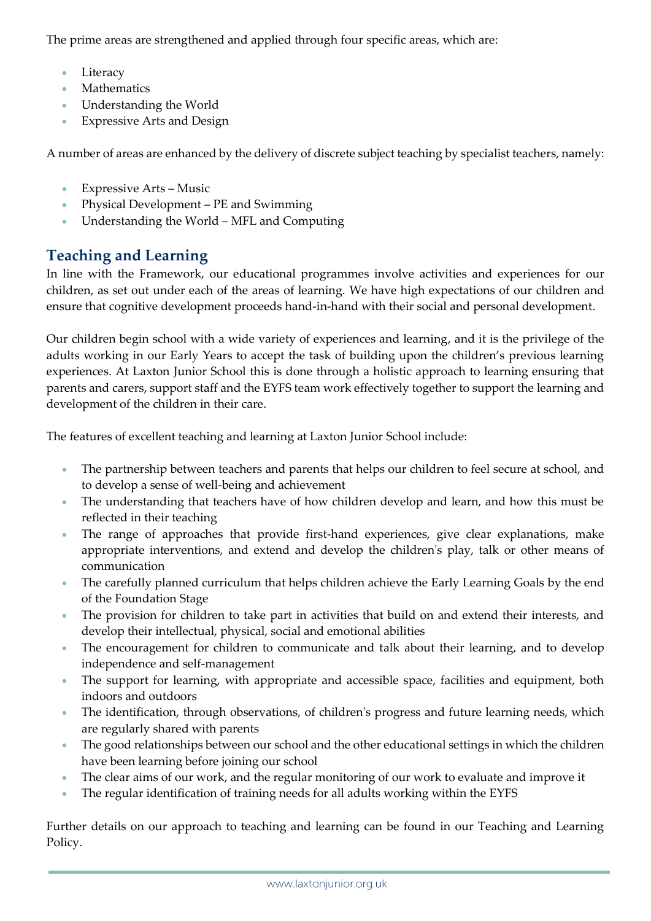The prime areas are strengthened and applied through four specific areas, which are:

- Literacy
- Mathematics
- Understanding the World
- Expressive Arts and Design

A number of areas are enhanced by the delivery of discrete subject teaching by specialist teachers, namely:

- Expressive Arts – Music
- Physical Development – PE and Swimming
- Understanding the World – MFL and Computing

## Teaching and Learning

In line with the Framework, our educational programmes involve activities and experiences for our children, as set out under each of the areas of learning. We have high expectations of our children and ensure that cognitive development proceeds hand-in-hand with their social and personal development.

Our children begin school with a wide variety of experiences and learning, and it is the privilege of the adults working in our Early Years to accept the task of building upon the children's previous learning experiences. At Laxton Junior School this is done through a holistic approach to learning ensuring that parents and carers, support staff and the EYFS team work effectively together to support the learning and development of the children in their care.

The features of excellent teaching and learning at Laxton Junior School include:

- The partnership between teachers and parents that helps our children to feel secure at school, and to develop a sense of well-being and achievement
- The understanding that teachers have of how children develop and learn, and how this must be reflected in their teaching
- The range of approaches that provide first-hand experiences, give clear explanations, make appropriate interventions, and extend and develop the children's play, talk or other means of communication
- The carefully planned curriculum that helps children achieve the Early Learning Goals by the end of the Foundation Stage
- The provision for children to take part in activities that build on and extend their interests, and develop their intellectual, physical, social and emotional abilities
- The encouragement for children to communicate and talk about their learning, and to develop independence and self-management
- The support for learning, with appropriate and accessible space, facilities and equipment, both indoors and outdoors
- The identification, through observations, of children's progress and future learning needs, which are regularly shared with parents
- The good relationships between our school and the other educational settings in which the children have been learning before joining our school
- The clear aims of our work, and the regular monitoring of our work to evaluate and improve it
- The regular identification of training needs for all adults working within the EYFS

Further details on our approach to teaching and learning can be found in our Teaching and Learning Policy.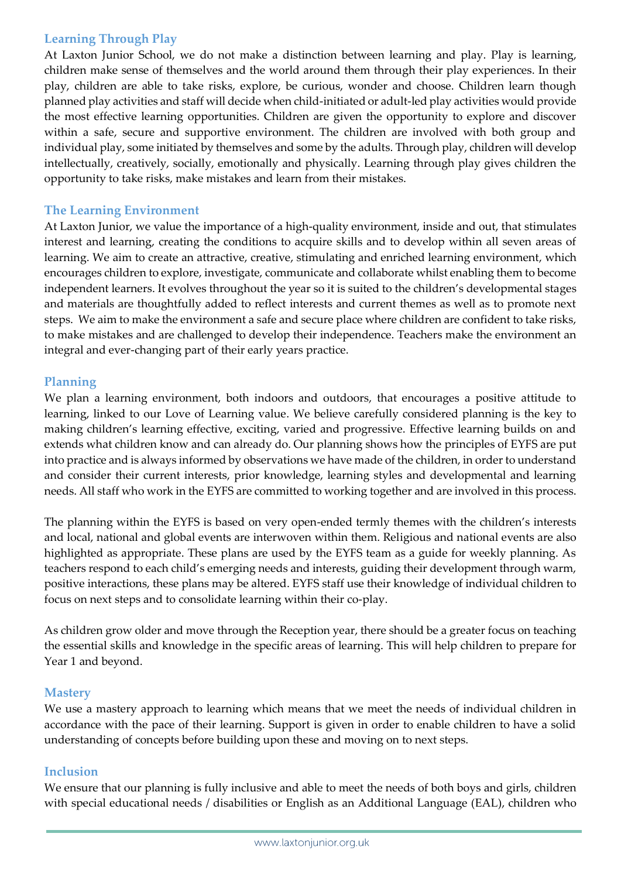## Learning Through Play

At Laxton Junior School, we do not make a distinction between learning and play. Play is learning, children make sense of themselves and the world around them through their play experiences. In their play, children are able to take risks, explore, be curious, wonder and choose. Children learn though planned play activities and staff will decide when child-initiated or adult-led play activities would provide the most effective learning opportunities. Children are given the opportunity to explore and discover within a safe, secure and supportive environment. The children are involved with both group and individual play, some initiated by themselves and some by the adults. Through play, children will develop intellectually, creatively, socially, emotionally and physically. Learning through play gives children the opportunity to take risks, make mistakes and learn from their mistakes.

## The Learning Environment

At Laxton Junior, we value the importance of a high-quality environment, inside and out, that stimulates interest and learning, creating the conditions to acquire skills and to develop within all seven areas of learning. We aim to create an attractive, creative, stimulating and enriched learning environment, which encourages children to explore, investigate, communicate and collaborate whilst enabling them to become independent learners. It evolves throughout the year so it is suited to the children's developmental stages and materials are thoughtfully added to reflect interests and current themes as well as to promote next steps. We aim to make the environment a safe and secure place where children are confident to take risks, to make mistakes and are challenged to develop their independence. Teachers make the environment an integral and ever-changing part of their early years practice.

## Planning

We plan a learning environment, both indoors and outdoors, that encourages a positive attitude to learning, linked to our Love of Learning value. We believe carefully considered planning is the key to making children's learning effective, exciting, varied and progressive. Effective learning builds on and extends what children know and can already do. Our planning shows how the principles of EYFS are put into practice and is always informed by observations we have made of the children, in order to understand and consider their current interests, prior knowledge, learning styles and developmental and learning needs. All staff who work in the EYFS are committed to working together and are involved in this process.

The planning within the EYFS is based on very open-ended termly themes with the children's interests and local, national and global events are interwoven within them. Religious and national events are also highlighted as appropriate. These plans are used by the EYFS team as a guide for weekly planning. As teachers respond to each child's emerging needs and interests, guiding their development through warm, positive interactions, these plans may be altered. EYFS staff use their knowledge of individual children to focus on next steps and to consolidate learning within their co-play.

As children grow older and move through the Reception year, there should be a greater focus on teaching the essential skills and knowledge in the specific areas of learning. This will help children to prepare for Year 1 and beyond.

## Mastery

We use a mastery approach to learning which means that we meet the needs of individual children in accordance with the pace of their learning. Support is given in order to enable children to have a solid understanding of concepts before building upon these and moving on to next steps.

## Inclusion

We ensure that our planning is fully inclusive and able to meet the needs of both boys and girls, children with special educational needs / disabilities or English as an Additional Language (EAL), children who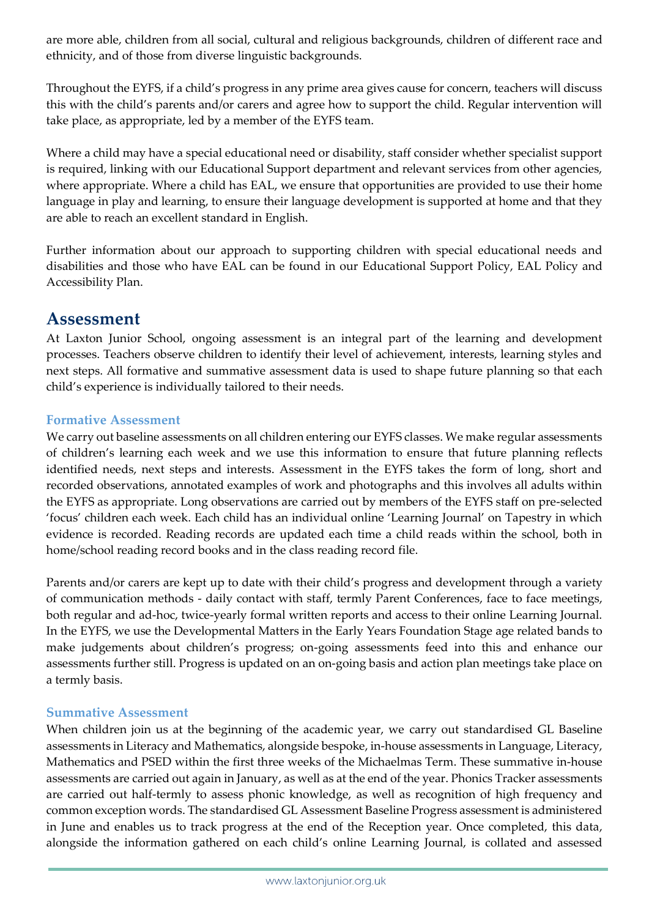are more able, children from all social, cultural and religious backgrounds, children of different race and ethnicity, and of those from diverse linguistic backgrounds.

Throughout the EYFS, if a child's progress in any prime area gives cause for concern, teachers will discuss this with the child's parents and/or carers and agree how to support the child. Regular intervention will take place, as appropriate, led by a member of the EYFS team.

Where a child may have a special educational need or disability, staff consider whether specialist support is required, linking with our Educational Support department and relevant services from other agencies, where appropriate. Where a child has EAL, we ensure that opportunities are provided to use their home language in play and learning, to ensure their language development is supported at home and that they are able to reach an excellent standard in English.

Further information about our approach to supporting children with special educational needs and disabilities and those who have EAL can be found in our Educational Support Policy, EAL Policy and Accessibility Plan.

## Assessment

At Laxton Junior School, ongoing assessment is an integral part of the learning and development processes. Teachers observe children to identify their level of achievement, interests, learning styles and next steps. All formative and summative assessment data is used to shape future planning so that each child's experience is individually tailored to their needs.

### Formative Assessment

We carry out baseline assessments on all children entering our EYFS classes. We make regular assessments of children's learning each week and we use this information to ensure that future planning reflects identified needs, next steps and interests. Assessment in the EYFS takes the form of long, short and recorded observations, annotated examples of work and photographs and this involves all adults within the EYFS as appropriate. Long observations are carried out by members of the EYFS staff on pre-selected 'focus' children each week. Each child has an individual online 'Learning Journal' on Tapestry in which evidence is recorded. Reading records are updated each time a child reads within the school, both in home/school reading record books and in the class reading record file.

Parents and/or carers are kept up to date with their child's progress and development through a variety of communication methods - daily contact with staff, termly Parent Conferences, face to face meetings, both regular and ad-hoc, twice-yearly formal written reports and access to their online Learning Journal. In the EYFS, we use the Developmental Matters in the Early Years Foundation Stage age related bands to make judgements about children's progress; on-going assessments feed into this and enhance our assessments further still. Progress is updated on an on-going basis and action plan meetings take place on a termly basis.

### Summative Assessment

When children join us at the beginning of the academic year, we carry out standardised GL Baseline assessments in Literacy and Mathematics, alongside bespoke, in-house assessments in Language, Literacy, Mathematics and PSED within the first three weeks of the Michaelmas Term. These summative in-house assessments are carried out again in January, as well as at the end of the year. Phonics Tracker assessments are carried out half-termly to assess phonic knowledge, as well as recognition of high frequency and common exception words. The standardised GL Assessment Baseline Progress assessment is administered in June and enables us to track progress at the end of the Reception year. Once completed, this data, alongside the information gathered on each child's online Learning Journal, is collated and assessed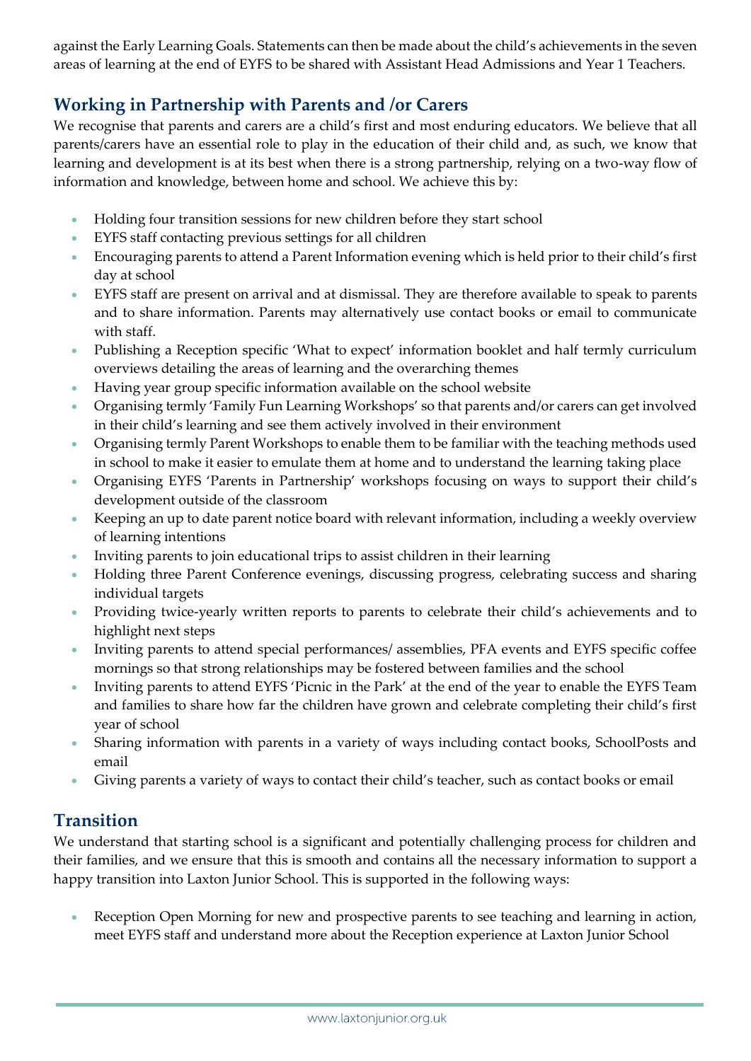against the Early Learning Goals. Statements can then be made about the child's achievements in the seven areas of learning at the end of EYFS to be shared with Assistant Head Admissions and Year 1 Teachers.

## Working in Partnership with Parents and /or Carers

We recognise that parents and carers are a child's first and most enduring educators. We believe that all parents/carers have an essential role to play in the education of their child and, as such, we know that learning and development is at its best when there is a strong partnership, relying on a two-way flow of information and knowledge, between home and school. We achieve this by:

- Holding four transition sessions for new children before they start school
- EYFS staff contacting previous settings for all children
- Encouraging parents to attend a Parent Information evening which is held prior to their child's first day at school
- EYFS staff are present on arrival and at dismissal. They are therefore available to speak to parents and to share information. Parents may alternatively use contact books or email to communicate with staff.
- Publishing a Reception specific 'What to expect' information booklet and half termly curriculum overviews detailing the areas of learning and the overarching themes
- Having year group specific information available on the school website
- Organising termly 'Family Fun Learning Workshops' so that parents and/or carers can get involved in their child's learning and see them actively involved in their environment
- Organising termly Parent Workshops to enable them to be familiar with the teaching methods used in school to make it easier to emulate them at home and to understand the learning taking place
- Organising EYFS 'Parents in Partnership' workshops focusing on ways to support their child's development outside of the classroom
- Keeping an up to date parent notice board with relevant information, including a weekly overview of learning intentions
- Inviting parents to join educational trips to assist children in their learning
- Holding three Parent Conference evenings, discussing progress, celebrating success and sharing individual targets
- Providing twice-yearly written reports to parents to celebrate their child's achievements and to highlight next steps
- Inviting parents to attend special performances/ assemblies, PFA events and EYFS specific coffee mornings so that strong relationships may be fostered between families and the school
- Inviting parents to attend EYFS 'Picnic in the Park' at the end of the year to enable the EYFS Team and families to share how far the children have grown and celebrate completing their child's first year of school
- Sharing information with parents in a variety of ways including contact books, SchoolPosts and email
- Giving parents a variety of ways to contact their child's teacher, such as contact books or email

## Transition

We understand that starting school is a significant and potentially challenging process for children and their families, and we ensure that this is smooth and contains all the necessary information to support a happy transition into Laxton Junior School. This is supported in the following ways:

- Reception Open Morning for new and prospective parents to see teaching and learning in action, meet EYFS staff and understand more about the Reception experience at Laxton Junior School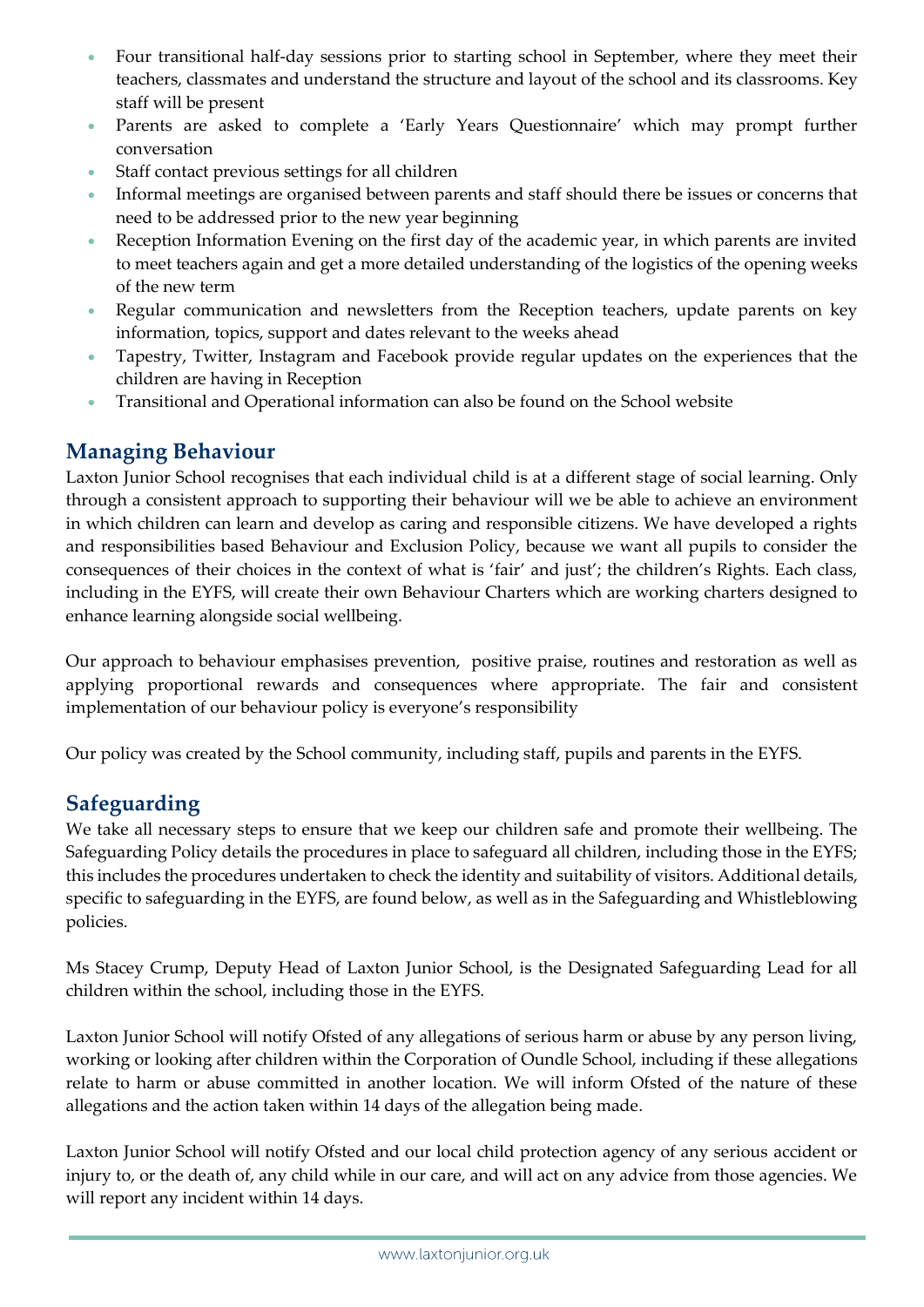- Four transitional half-day sessions prior to starting school in September, where they meet their teachers, classmates and understand the structure and layout of the school and its classrooms. Key staff will be present
- Parents are asked to complete a 'Early Years Questionnaire' which may prompt further conversation
- Staff contact previous settings for all children
- Informal meetings are organised between parents and staff should there be issues or concerns that need to be addressed prior to the new year beginning
- Reception Information Evening on the first day of the academic year, in which parents are invited to meet teachers again and get a more detailed understanding of the logistics of the opening weeks of the new term
- Regular communication and newsletters from the Reception teachers, update parents on key information, topics, support and dates relevant to the weeks ahead
- Tapestry, Twitter, Instagram and Facebook provide regular updates on the experiences that the children are having in Reception
- Transitional and Operational information can also be found on the School website

## Managing Behaviour

Laxton Junior School recognises that each individual child is at a different stage of social learning. Only through a consistent approach to supporting their behaviour will we be able to achieve an environment in which children can learn and develop as caring and responsible citizens. We have developed a rights and responsibilities based Behaviour and Exclusion Policy, because we want all pupils to consider the consequences of their choices in the context of what is 'fair' and just'; the children's Rights. Each class, including in the EYFS, will create their own Behaviour Charters which are working charters designed to enhance learning alongside social wellbeing.

Our approach to behaviour emphasises prevention, positive praise, routines and restoration as well as applying proportional rewards and consequences where appropriate. The fair and consistent implementation of our behaviour policy is everyone's responsibility

Our policy was created by the School community, including staff, pupils and parents in the EYFS.

## Safeguarding

We take all necessary steps to ensure that we keep our children safe and promote their wellbeing. The Safeguarding Policy details the procedures in place to safeguard all children, including those in the EYFS; this includes the procedures undertaken to check the identity and suitability of visitors. Additional details, specific to safeguarding in the EYFS, are found below, as well as in the Safeguarding and Whistleblowing policies.

Ms Stacey Crump, Deputy Head of Laxton Junior School, is the Designated Safeguarding Lead for all children within the school, including those in the EYFS.

Laxton Junior School will notify Ofsted of any allegations of serious harm or abuse by any person living, working or looking after children within the Corporation of Oundle School, including if these allegations relate to harm or abuse committed in another location. We will inform Ofsted of the nature of these allegations and the action taken within 14 days of the allegation being made.

Laxton Junior School will notify Ofsted and our local child protection agency of any serious accident or injury to, or the death of, any child while in our care, and will act on any advice from those agencies. We will report any incident within 14 days.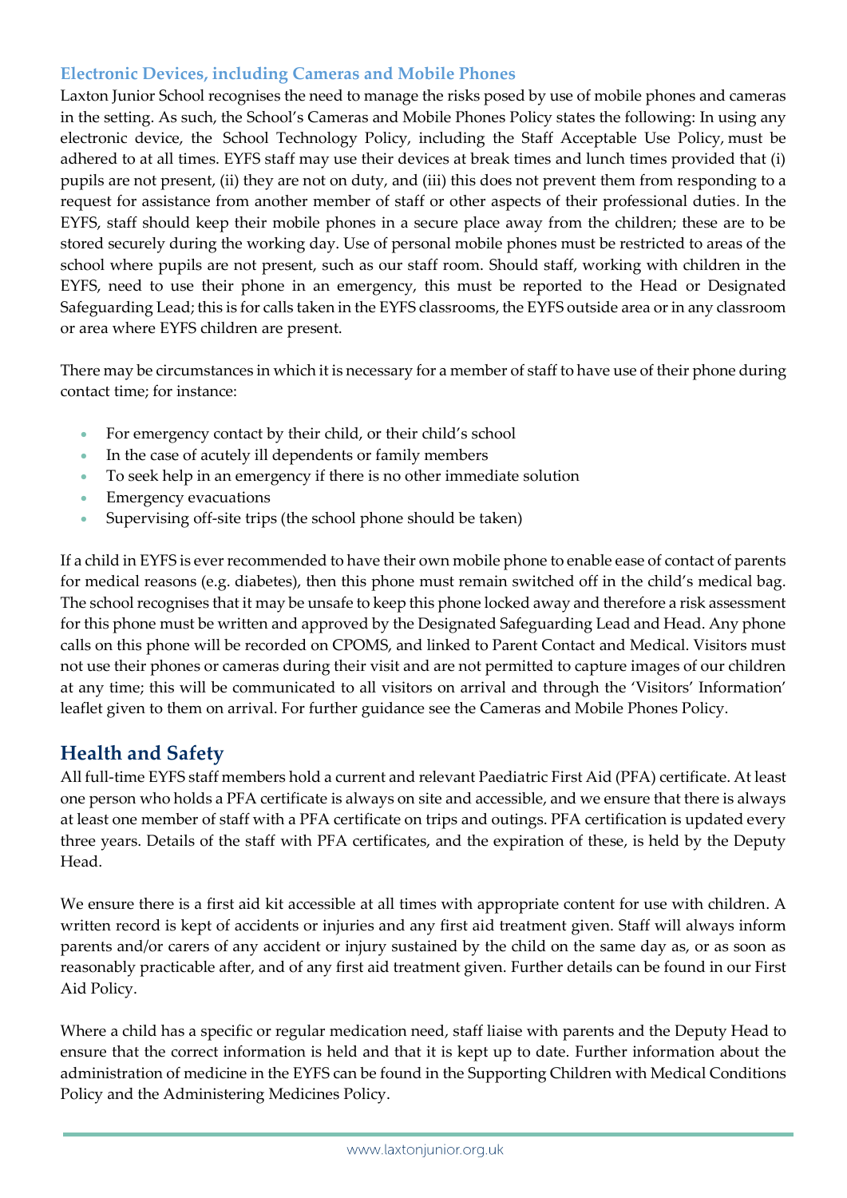### Electronic Devices, including Cameras and Mobile Phones

Laxton Junior School recognises the need to manage the risks posed by use of mobile phones and cameras in the setting. As such, the School's Cameras and Mobile Phones Policy states the following: In using any electronic device, the School Technology Policy, including the Staff Acceptable Use Policy, must be adhered to at all times. EYFS staff may use their devices at break times and lunch times provided that (i) pupils are not present, (ii) they are not on duty, and (iii) this does not prevent them from responding to a request for assistance from another member of staff or other aspects of their professional duties. In the EYFS, staff should keep their mobile phones in a secure place away from the children; these are to be stored securely during the working day. Use of personal mobile phones must be restricted to areas of the school where pupils are not present, such as our staff room. Should staff, working with children in the EYFS, need to use their phone in an emergency, this must be reported to the Head or Designated Safeguarding Lead; this is for calls taken in the EYFS classrooms, the EYFS outside area or in any classroom or area where EYFS children are present.

There may be circumstances in which it is necessary for a member of staff to have use of their phone during contact time; for instance:

- For emergency contact by their child, or their child's school
- In the case of acutely ill dependents or family members
- To seek help in an emergency if there is no other immediate solution
- Emergency evacuations
- Supervising off-site trips (the school phone should be taken)

If a child in EYFS is ever recommended to have their own mobile phone to enable ease of contact of parents for medical reasons (e.g. diabetes), then this phone must remain switched off in the child's medical bag. The school recognises that it may be unsafe to keep this phone locked away and therefore a risk assessment for this phone must be written and approved by the Designated Safeguarding Lead and Head. Any phone calls on this phone will be recorded on CPOMS, and linked to Parent Contact and Medical. Visitors must not use their phones or cameras during their visit and are not permitted to capture images of our children at any time; this will be communicated to all visitors on arrival and through the 'Visitors' Information' leaflet given to them on arrival. For further guidance see the Cameras and Mobile Phones Policy.

## Health and Safety

All full-time EYFS staff members hold a current and relevant Paediatric First Aid (PFA) certificate. At least one person who holds a PFA certificate is always on site and accessible, and we ensure that there is always at least one member of staff with a PFA certificate on trips and outings. PFA certification is updated every three years. Details of the staff with PFA certificates, and the expiration of these, is held by the Deputy Head.

We ensure there is a first aid kit accessible at all times with appropriate content for use with children. A written record is kept of accidents or injuries and any first aid treatment given. Staff will always inform parents and/or carers of any accident or injury sustained by the child on the same day as, or as soon as reasonably practicable after, and of any first aid treatment given. Further details can be found in our First Aid Policy.

Where a child has a specific or regular medication need, staff liaise with parents and the Deputy Head to ensure that the correct information is held and that it is kept up to date. Further information about the administration of medicine in the EYFS can be found in the Supporting Children with Medical Conditions Policy and the Administering Medicines Policy.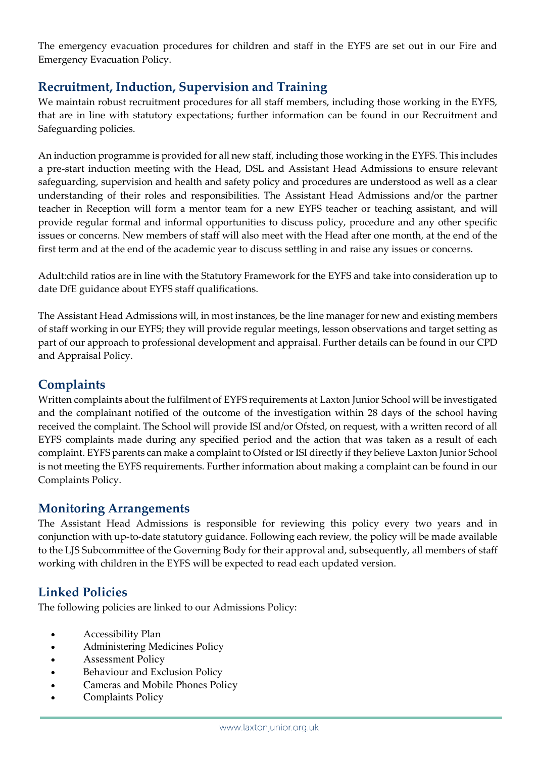The emergency evacuation procedures for children and staff in the EYFS are set out in our Fire and Emergency Evacuation Policy.

## Recruitment, Induction, Supervision and Training

We maintain robust recruitment procedures for all staff members, including those working in the EYFS, that are in line with statutory expectations; further information can be found in our Recruitment and Safeguarding policies.

An induction programme is provided for all new staff, including those working in the EYFS. This includes a pre-start induction meeting with the Head, DSL and Assistant Head Admissions to ensure relevant safeguarding, supervision and health and safety policy and procedures are understood as well as a clear understanding of their roles and responsibilities. The Assistant Head Admissions and/or the partner teacher in Reception will form a mentor team for a new EYFS teacher or teaching assistant, and will provide regular formal and informal opportunities to discuss policy, procedure and any other specific issues or concerns. New members of staff will also meet with the Head after one month, at the end of the first term and at the end of the academic year to discuss settling in and raise any issues or concerns.

Adult:child ratios are in line with the Statutory Framework for the EYFS and take into consideration up to date DfE guidance about EYFS staff qualifications.

The Assistant Head Admissions will, in most instances, be the line manager for new and existing members of staff working in our EYFS; they will provide regular meetings, lesson observations and target setting as part of our approach to professional development and appraisal. Further details can be found in our CPD and Appraisal Policy.

## Complaints

Written complaints about the fulfilment of EYFS requirements at Laxton Junior School will be investigated and the complainant notified of the outcome of the investigation within 28 days of the school having received the complaint. The School will provide ISI and/or Ofsted, on request, with a written record of all EYFS complaints made during any specified period and the action that was taken as a result of each complaint. EYFS parents can make a complaint to Ofsted or ISI directly if they believe Laxton Junior School is not meeting the EYFS requirements. Further information about making a complaint can be found in our Complaints Policy.

## Monitoring Arrangements

The Assistant Head Admissions is responsible for reviewing this policy every two years and in conjunction with up-to-date statutory guidance. Following each review, the policy will be made available to the LJS Subcommittee of the Governing Body for their approval and, subsequently, all members of staff working with children in the EYFS will be expected to read each updated version.

## Linked Policies

The following policies are linked to our Admissions Policy:

- Accessibility Plan
- Administering Medicines Policy
- Assessment Policy
- Behaviour and Exclusion Policy
- Cameras and Mobile Phones Policy
- Complaints Policy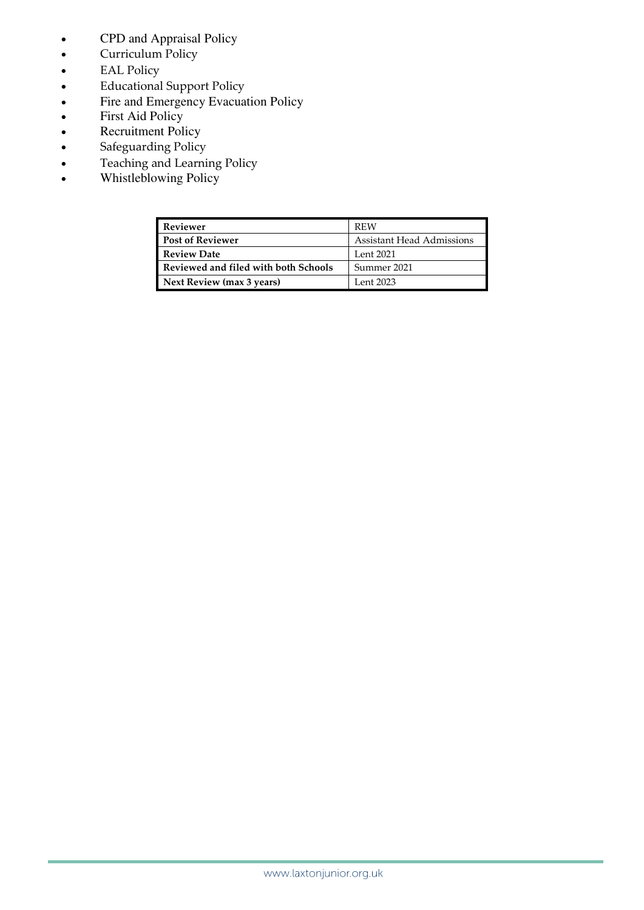- CPD and Appraisal Policy
- Curriculum Policy
- EAL Policy
- Educational Support Policy
- Fire and Emergency Evacuation Policy
- First Aid Policy
- Recruitment Policy
- Safeguarding Policy
- Teaching and Learning Policy
- Whistleblowing Policy

| | |
|---|---|
| **Reviewer** | REW |
| **Post of Reviewer** | Assistant Head Admissions |
| **Review Date** | Lent 2021 |
| **Reviewed and filed with both Schools** | Summer 2021 |
| **Next Review (max 3 years)** | Lent 2023 |